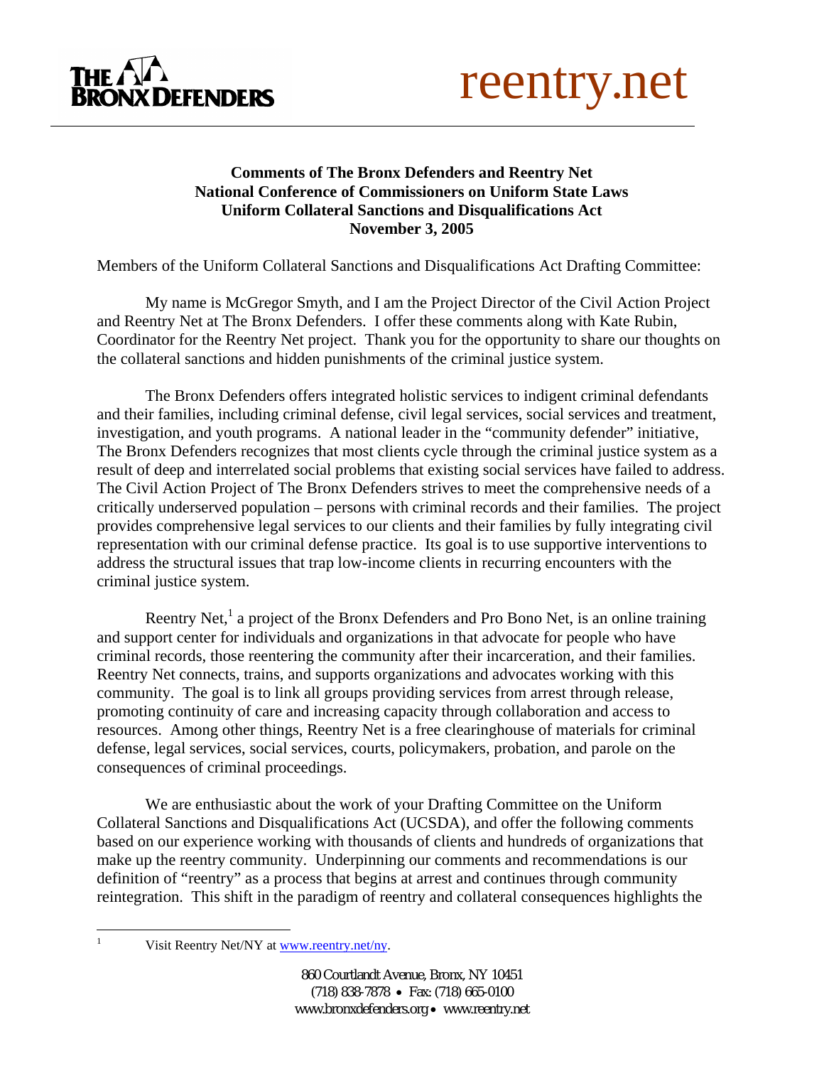THE BRONX DEFENDERS

reentry.net

**Comments of The Bronx Defenders and Reentry Net**
**National Conference of Commissioners on Uniform State Laws**
**Uniform Collateral Sanctions and Disqualifications Act**
**November 3, 2005**

Members of the Uniform Collateral Sanctions and Disqualifications Act Drafting Committee:

My name is McGregor Smyth, and I am the Project Director of the Civil Action Project and Reentry Net at The Bronx Defenders. I offer these comments along with Kate Rubin, Coordinator for the Reentry Net project. Thank you for the opportunity to share our thoughts on the collateral sanctions and hidden punishments of the criminal justice system.

The Bronx Defenders offers integrated holistic services to indigent criminal defendants and their families, including criminal defense, civil legal services, social services and treatment, investigation, and youth programs. A national leader in the "community defender" initiative, The Bronx Defenders recognizes that most clients cycle through the criminal justice system as a result of deep and interrelated social problems that existing social services have failed to address. The Civil Action Project of The Bronx Defenders strives to meet the comprehensive needs of a critically underserved population – persons with criminal records and their families. The project provides comprehensive legal services to our clients and their families by fully integrating civil representation with our criminal defense practice. Its goal is to use supportive interventions to address the structural issues that trap low-income clients in recurring encounters with the criminal justice system.

Reentry Net,[1] a project of the Bronx Defenders and Pro Bono Net, is an online training and support center for individuals and organizations in that advocate for people who have criminal records, those reentering the community after their incarceration, and their families. Reentry Net connects, trains, and supports organizations and advocates working with this community. The goal is to link all groups providing services from arrest through release, promoting continuity of care and increasing capacity through collaboration and access to resources. Among other things, Reentry Net is a free clearinghouse of materials for criminal defense, legal services, social services, courts, policymakers, probation, and parole on the consequences of criminal proceedings.

We are enthusiastic about the work of your Drafting Committee on the Uniform Collateral Sanctions and Disqualifications Act (UCSDA), and offer the following comments based on our experience working with thousands of clients and hundreds of organizations that make up the reentry community. Underpinning our comments and recommendations is our definition of "reentry" as a process that begins at arrest and continues through community reintegration. This shift in the paradigm of reentry and collateral consequences highlights the

[1] Visit Reentry Net/NY at www.reentry.net/ny.

860 Courtlandt Avenue, Bronx, NY 10451
(718) 838-7878 • Fax: (718) 665-0100
www.bronxdefenders.org • www.reentry.net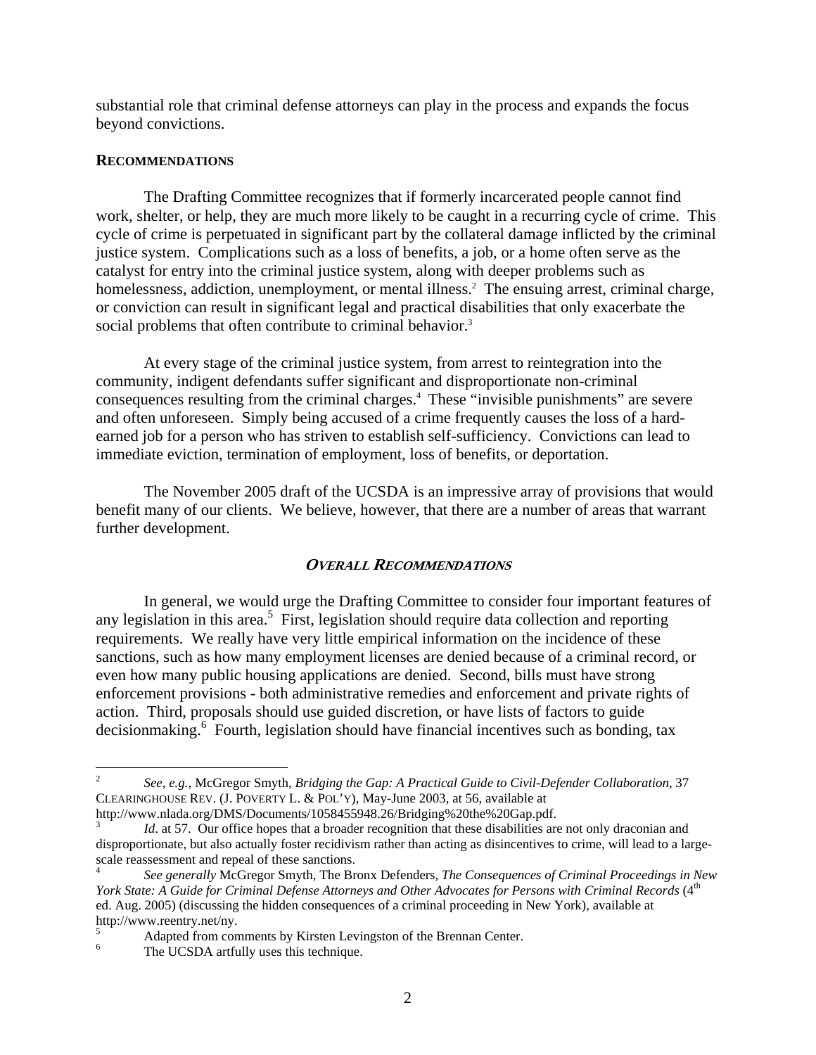substantial role that criminal defense attorneys can play in the process and expands the focus beyond convictions.

## RECOMMENDATIONS

The Drafting Committee recognizes that if formerly incarcerated people cannot find work, shelter, or help, they are much more likely to be caught in a recurring cycle of crime. This cycle of crime is perpetuated in significant part by the collateral damage inflicted by the criminal justice system. Complications such as a loss of benefits, a job, or a home often serve as the catalyst for entry into the criminal justice system, along with deeper problems such as homelessness, addiction, unemployment, or mental illness.[2] The ensuing arrest, criminal charge, or conviction can result in significant legal and practical disabilities that only exacerbate the social problems that often contribute to criminal behavior.[3]

At every stage of the criminal justice system, from arrest to reintegration into the community, indigent defendants suffer significant and disproportionate non-criminal consequences resulting from the criminal charges.[4] These "invisible punishments" are severe and often unforeseen. Simply being accused of a crime frequently causes the loss of a hard-earned job for a person who has striven to establish self-sufficiency. Convictions can lead to immediate eviction, termination of employment, loss of benefits, or deportation.

The November 2005 draft of the UCSDA is an impressive array of provisions that would benefit many of our clients. We believe, however, that there are a number of areas that warrant further development.

### *OVERALL RECOMMENDATIONS*

In general, we would urge the Drafting Committee to consider four important features of any legislation in this area.[5] First, legislation should require data collection and reporting requirements. We really have very little empirical information on the incidence of these sanctions, such as how many employment licenses are denied because of a criminal record, or even how many public housing applications are denied. Second, bills must have strong enforcement provisions - both administrative remedies and enforcement and private rights of action. Third, proposals should use guided discretion, or have lists of factors to guide decisionmaking.[6] Fourth, legislation should have financial incentives such as bonding, tax

---

[2] *See, e.g.*, McGregor Smyth, *Bridging the Gap: A Practical Guide to Civil-Defender Collaboration*, 37 CLEARINGHOUSE REV. (J. POVERTY L. & POL'Y), May-June 2003, at 56, available at http://www.nlada.org/DMS/Documents/1058455948.26/Bridging%20the%20Gap.pdf.

[3] *Id*. at 57. Our office hopes that a broader recognition that these disabilities are not only draconian and disproportionate, but also actually foster recidivism rather than acting as disincentives to crime, will lead to a large-scale reassessment and repeal of these sanctions.

[4] *See generally* McGregor Smyth, The Bronx Defenders, *The Consequences of Criminal Proceedings in New York State: A Guide for Criminal Defense Attorneys and Other Advocates for Persons with Criminal Records* (4th ed. Aug. 2005) (discussing the hidden consequences of a criminal proceeding in New York), available at http://www.reentry.net/ny.

[5] Adapted from comments by Kirsten Levingston of the Brennan Center.

[6] The UCSDA artfully uses this technique.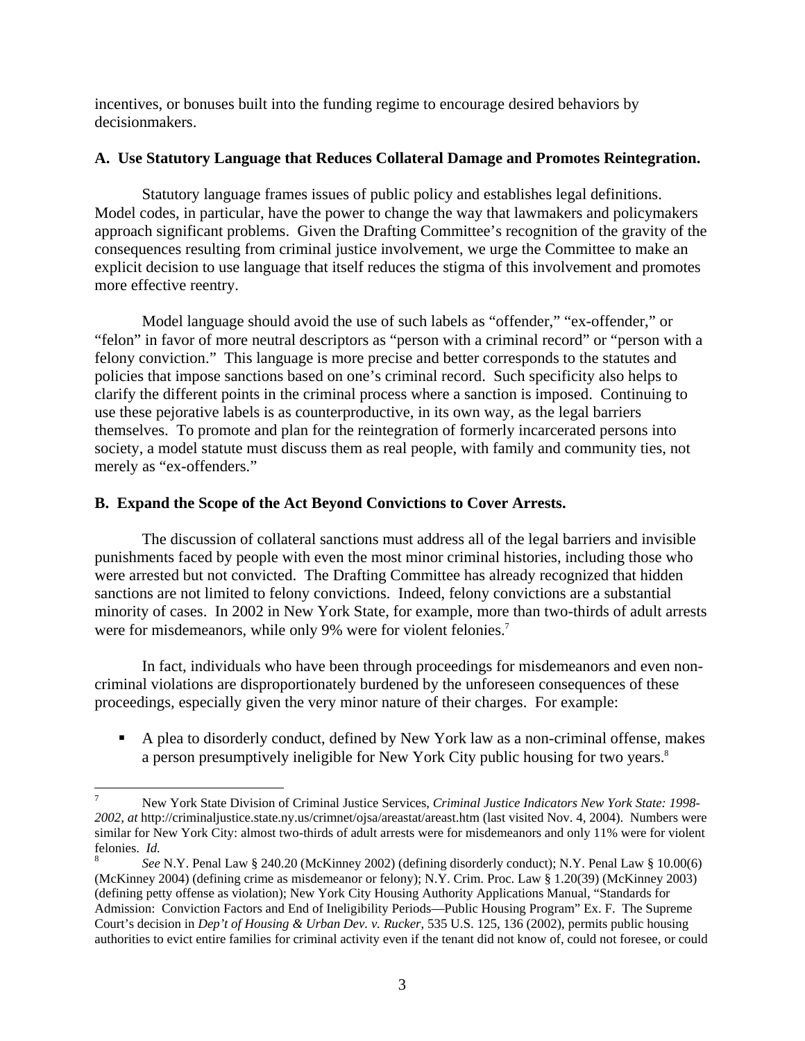incentives, or bonuses built into the funding regime to encourage desired behaviors by decisionmakers.

### A. Use Statutory Language that Reduces Collateral Damage and Promotes Reintegration.

Statutory language frames issues of public policy and establishes legal definitions. Model codes, in particular, have the power to change the way that lawmakers and policymakers approach significant problems. Given the Drafting Committee's recognition of the gravity of the consequences resulting from criminal justice involvement, we urge the Committee to make an explicit decision to use language that itself reduces the stigma of this involvement and promotes more effective reentry.

Model language should avoid the use of such labels as "offender," "ex-offender," or "felon" in favor of more neutral descriptors as "person with a criminal record" or "person with a felony conviction." This language is more precise and better corresponds to the statutes and policies that impose sanctions based on one's criminal record. Such specificity also helps to clarify the different points in the criminal process where a sanction is imposed. Continuing to use these pejorative labels is as counterproductive, in its own way, as the legal barriers themselves. To promote and plan for the reintegration of formerly incarcerated persons into society, a model statute must discuss them as real people, with family and community ties, not merely as "ex-offenders."

### B. Expand the Scope of the Act Beyond Convictions to Cover Arrests.

The discussion of collateral sanctions must address all of the legal barriers and invisible punishments faced by people with even the most minor criminal histories, including those who were arrested but not convicted. The Drafting Committee has already recognized that hidden sanctions are not limited to felony convictions. Indeed, felony convictions are a substantial minority of cases. In 2002 in New York State, for example, more than two-thirds of adult arrests were for misdemeanors, while only 9% were for violent felonies.[7]

In fact, individuals who have been through proceedings for misdemeanors and even non-criminal violations are disproportionately burdened by the unforeseen consequences of these proceedings, especially given the very minor nature of their charges. For example:

- A plea to disorderly conduct, defined by New York law as a non-criminal offense, makes a person presumptively ineligible for New York City public housing for two years.[8]

---

[7] New York State Division of Criminal Justice Services, *Criminal Justice Indicators New York State: 1998-2002, at* http://criminaljustice.state.ny.us/crimnet/ojsa/areastat/areast.htm (last visited Nov. 4, 2004). Numbers were similar for New York City: almost two-thirds of adult arrests were for misdemeanors and only 11% were for violent felonies. *Id.*

[8] *See* N.Y. Penal Law § 240.20 (McKinney 2002) (defining disorderly conduct); N.Y. Penal Law § 10.00(6) (McKinney 2004) (defining crime as misdemeanor or felony); N.Y. Crim. Proc. Law § 1.20(39) (McKinney 2003) (defining petty offense as violation); New York City Housing Authority Applications Manual, "Standards for Admission: Conviction Factors and End of Ineligibility Periods—Public Housing Program" Ex. F. The Supreme Court's decision in *Dep't of Housing & Urban Dev. v. Rucker*, 535 U.S. 125, 136 (2002), permits public housing authorities to evict entire families for criminal activity even if the tenant did not know of, could not foresee, or could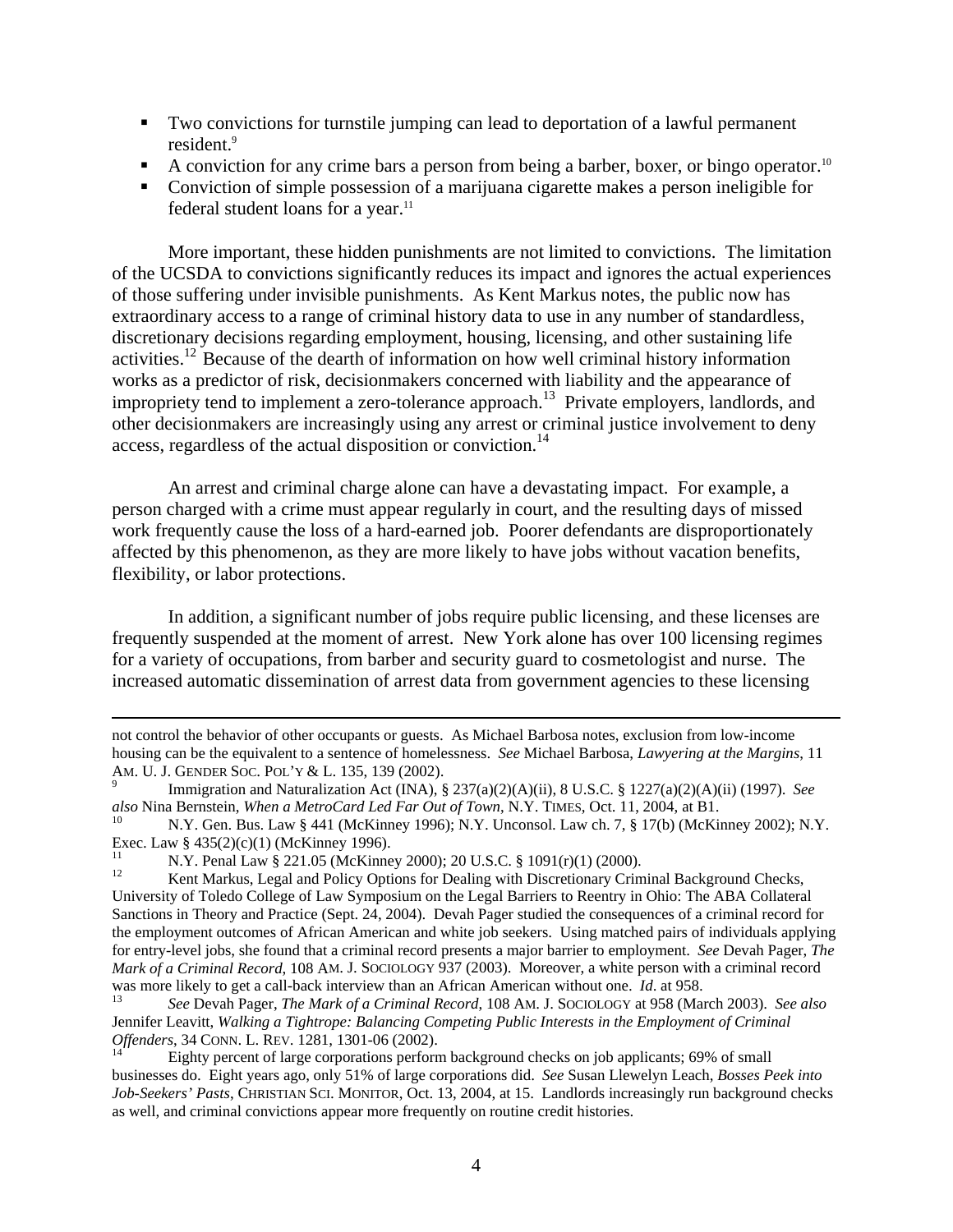- Two convictions for turnstile jumping can lead to deportation of a lawful permanent resident.[9]
- A conviction for any crime bars a person from being a barber, boxer, or bingo operator.[10]
- Conviction of simple possession of a marijuana cigarette makes a person ineligible for federal student loans for a year.[11]

More important, these hidden punishments are not limited to convictions. The limitation of the UCSDA to convictions significantly reduces its impact and ignores the actual experiences of those suffering under invisible punishments. As Kent Markus notes, the public now has extraordinary access to a range of criminal history data to use in any number of standardless, discretionary decisions regarding employment, housing, licensing, and other sustaining life activities.[12] Because of the dearth of information on how well criminal history information works as a predictor of risk, decisionmakers concerned with liability and the appearance of impropriety tend to implement a zero-tolerance approach.[13] Private employers, landlords, and other decisionmakers are increasingly using any arrest or criminal justice involvement to deny access, regardless of the actual disposition or conviction.[14]

An arrest and criminal charge alone can have a devastating impact. For example, a person charged with a crime must appear regularly in court, and the resulting days of missed work frequently cause the loss of a hard-earned job. Poorer defendants are disproportionately affected by this phenomenon, as they are more likely to have jobs without vacation benefits, flexibility, or labor protections.

In addition, a significant number of jobs require public licensing, and these licenses are frequently suspended at the moment of arrest. New York alone has over 100 licensing regimes for a variety of occupations, from barber and security guard to cosmetologist and nurse. The increased automatic dissemination of arrest data from government agencies to these licensing

---

not control the behavior of other occupants or guests. As Michael Barbosa notes, exclusion from low-income housing can be the equivalent to a sentence of homelessness. *See* Michael Barbosa, *Lawyering at the Margins*, 11 AM. U. J. GENDER SOC. POL'Y & L. 135, 139 (2002).

[9] Immigration and Naturalization Act (INA), § 237(a)(2)(A)(ii), 8 U.S.C. § 1227(a)(2)(A)(ii) (1997). *See also* Nina Bernstein, *When a MetroCard Led Far Out of Town*, N.Y. TIMES, Oct. 11, 2004, at B1.

[10] N.Y. Gen. Bus. Law § 441 (McKinney 1996); N.Y. Unconsol. Law ch. 7, § 17(b) (McKinney 2002); N.Y. Exec. Law § 435(2)(c)(1) (McKinney 1996).

[11] N.Y. Penal Law § 221.05 (McKinney 2000); 20 U.S.C. § 1091(r)(1) (2000).

[12] Kent Markus, Legal and Policy Options for Dealing with Discretionary Criminal Background Checks, University of Toledo College of Law Symposium on the Legal Barriers to Reentry in Ohio: The ABA Collateral Sanctions in Theory and Practice (Sept. 24, 2004). Devah Pager studied the consequences of a criminal record for the employment outcomes of African American and white job seekers. Using matched pairs of individuals applying for entry-level jobs, she found that a criminal record presents a major barrier to employment. *See* Devah Pager, *The Mark of a Criminal Record*, 108 AM. J. SOCIOLOGY 937 (2003). Moreover, a white person with a criminal record was more likely to get a call-back interview than an African American without one. *Id*. at 958.

[13] *See* Devah Pager, *The Mark of a Criminal Record*, 108 AM. J. SOCIOLOGY at 958 (March 2003). *See also* Jennifer Leavitt, *Walking a Tightrope: Balancing Competing Public Interests in the Employment of Criminal Offenders*, 34 CONN. L. REV. 1281, 1301-06 (2002).

[14] Eighty percent of large corporations perform background checks on job applicants; 69% of small businesses do. Eight years ago, only 51% of large corporations did. *See* Susan Llewelyn Leach, *Bosses Peek into Job-Seekers' Pasts*, CHRISTIAN SCI. MONITOR, Oct. 13, 2004, at 15. Landlords increasingly run background checks as well, and criminal convictions appear more frequently on routine credit histories.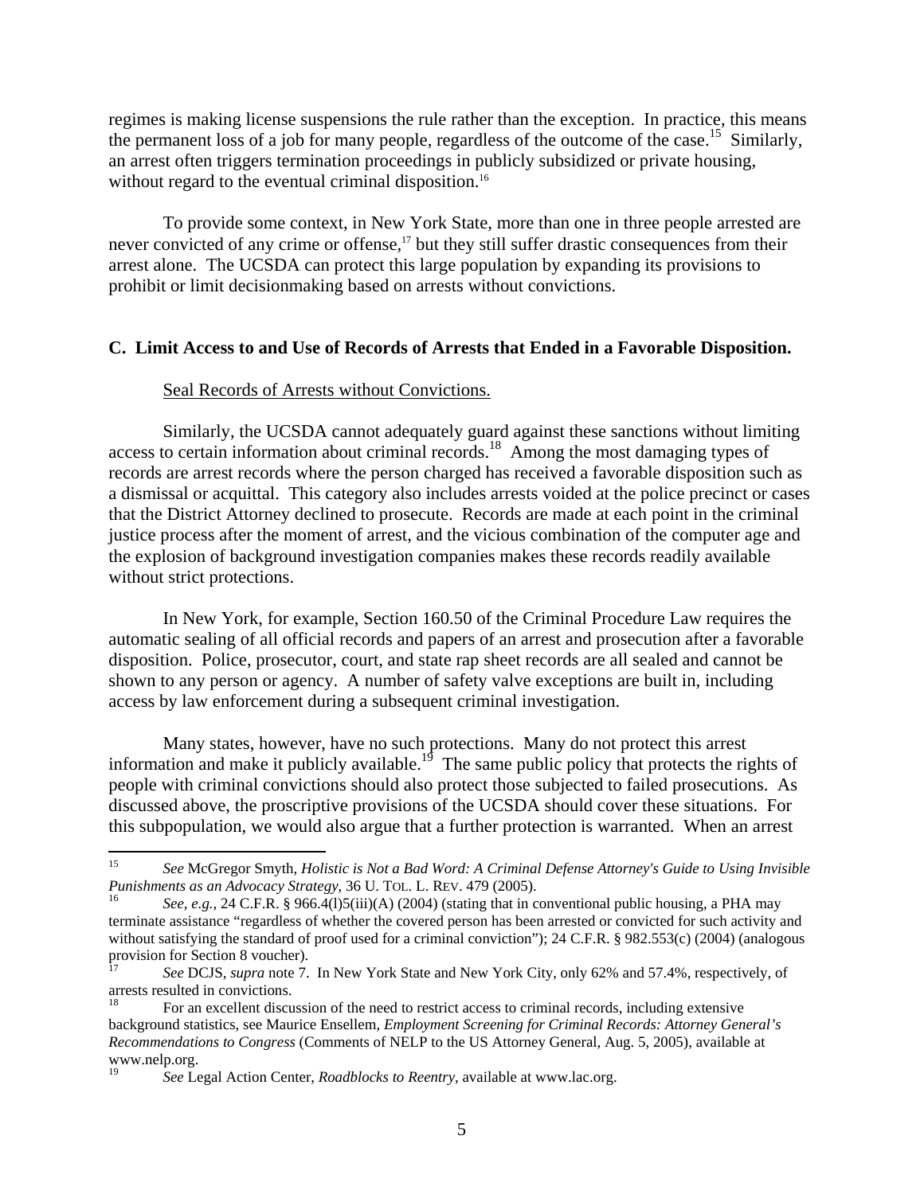regimes is making license suspensions the rule rather than the exception. In practice, this means the permanent loss of a job for many people, regardless of the outcome of the case.[15] Similarly, an arrest often triggers termination proceedings in publicly subsidized or private housing, without regard to the eventual criminal disposition.[16]

To provide some context, in New York State, more than one in three people arrested are never convicted of any crime or offense,[17] but they still suffer drastic consequences from their arrest alone. The UCSDA can protect this large population by expanding its provisions to prohibit or limit decisionmaking based on arrests without convictions.

### C. Limit Access to and Use of Records of Arrests that Ended in a Favorable Disposition.

<u>Seal Records of Arrests without Convictions.</u>

Similarly, the UCSDA cannot adequately guard against these sanctions without limiting access to certain information about criminal records.[18] Among the most damaging types of records are arrest records where the person charged has received a favorable disposition such as a dismissal or acquittal. This category also includes arrests voided at the police precinct or cases that the District Attorney declined to prosecute. Records are made at each point in the criminal justice process after the moment of arrest, and the vicious combination of the computer age and the explosion of background investigation companies makes these records readily available without strict protections.

In New York, for example, Section 160.50 of the Criminal Procedure Law requires the automatic sealing of all official records and papers of an arrest and prosecution after a favorable disposition. Police, prosecutor, court, and state rap sheet records are all sealed and cannot be shown to any person or agency. A number of safety valve exceptions are built in, including access by law enforcement during a subsequent criminal investigation.

Many states, however, have no such protections. Many do not protect this arrest information and make it publicly available.[19] The same public policy that protects the rights of people with criminal convictions should also protect those subjected to failed prosecutions. As discussed above, the proscriptive provisions of the UCSDA should cover these situations. For this subpopulation, we would also argue that a further protection is warranted. When an arrest

---

[15] *See* McGregor Smyth, *Holistic is Not a Bad Word: A Criminal Defense Attorney's Guide to Using Invisible Punishments as an Advocacy Strategy*, 36 U. TOL. L. REV. 479 (2005).

[16] *See, e.g.*, 24 C.F.R. § 966.4(l)5(iii)(A) (2004) (stating that in conventional public housing, a PHA may terminate assistance "regardless of whether the covered person has been arrested or convicted for such activity and without satisfying the standard of proof used for a criminal conviction"); 24 C.F.R. § 982.553(c) (2004) (analogous provision for Section 8 voucher).

[17] *See* DCJS, *supra* note 7. In New York State and New York City, only 62% and 57.4%, respectively, of arrests resulted in convictions.

[18] For an excellent discussion of the need to restrict access to criminal records, including extensive background statistics, see Maurice Ensellem, *Employment Screening for Criminal Records: Attorney General's Recommendations to Congress* (Comments of NELP to the US Attorney General, Aug. 5, 2005), available at www.nelp.org.

[19] *See* Legal Action Center, *Roadblocks to Reentry*, available at www.lac.org.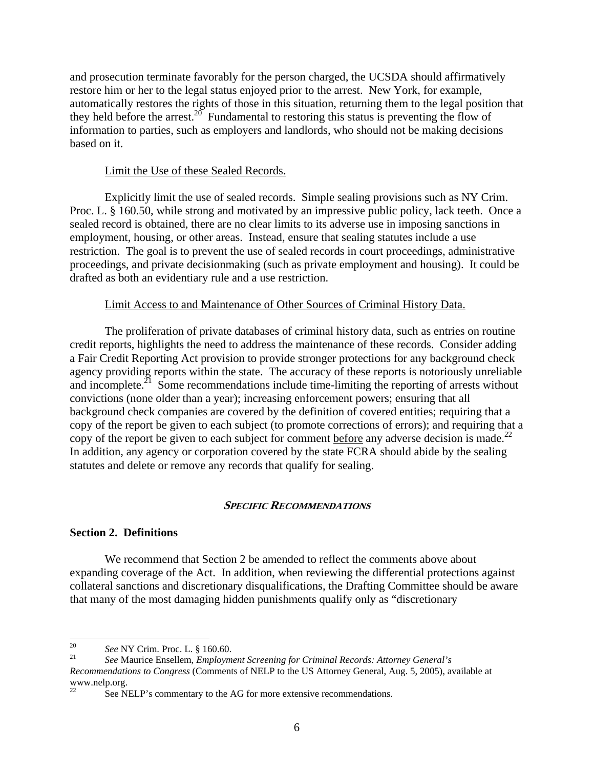and prosecution terminate favorably for the person charged, the UCSDA should affirmatively restore him or her to the legal status enjoyed prior to the arrest. New York, for example, automatically restores the rights of those in this situation, returning them to the legal position that they held before the arrest.[20] Fundamental to restoring this status is preventing the flow of information to parties, such as employers and landlords, who should not be making decisions based on it.

Limit the Use of these Sealed Records.

Explicitly limit the use of sealed records. Simple sealing provisions such as NY Crim. Proc. L. § 160.50, while strong and motivated by an impressive public policy, lack teeth. Once a sealed record is obtained, there are no clear limits to its adverse use in imposing sanctions in employment, housing, or other areas. Instead, ensure that sealing statutes include a use restriction. The goal is to prevent the use of sealed records in court proceedings, administrative proceedings, and private decisionmaking (such as private employment and housing). It could be drafted as both an evidentiary rule and a use restriction.

Limit Access to and Maintenance of Other Sources of Criminal History Data.

The proliferation of private databases of criminal history data, such as entries on routine credit reports, highlights the need to address the maintenance of these records. Consider adding a Fair Credit Reporting Act provision to provide stronger protections for any background check agency providing reports within the state. The accuracy of these reports is notoriously unreliable and incomplete.[21] Some recommendations include time-limiting the reporting of arrests without convictions (none older than a year); increasing enforcement powers; ensuring that all background check companies are covered by the definition of covered entities; requiring that a copy of the report be given to each subject (to promote corrections of errors); and requiring that a copy of the report be given to each subject for comment before any adverse decision is made.[22] In addition, any agency or corporation covered by the state FCRA should abide by the sealing statutes and delete or remove any records that qualify for sealing.

***SPECIFIC RECOMMENDATIONS***

**Section 2. Definitions**

We recommend that Section 2 be amended to reflect the comments above about expanding coverage of the Act. In addition, when reviewing the differential protections against collateral sanctions and discretionary disqualifications, the Drafting Committee should be aware that many of the most damaging hidden punishments qualify only as "discretionary

---

[20] *See* NY Crim. Proc. L. § 160.60.

[21] *See* Maurice Ensellem, *Employment Screening for Criminal Records: Attorney General's Recommendations to Congress* (Comments of NELP to the US Attorney General, Aug. 5, 2005), available at www.nelp.org.

[22] See NELP's commentary to the AG for more extensive recommendations.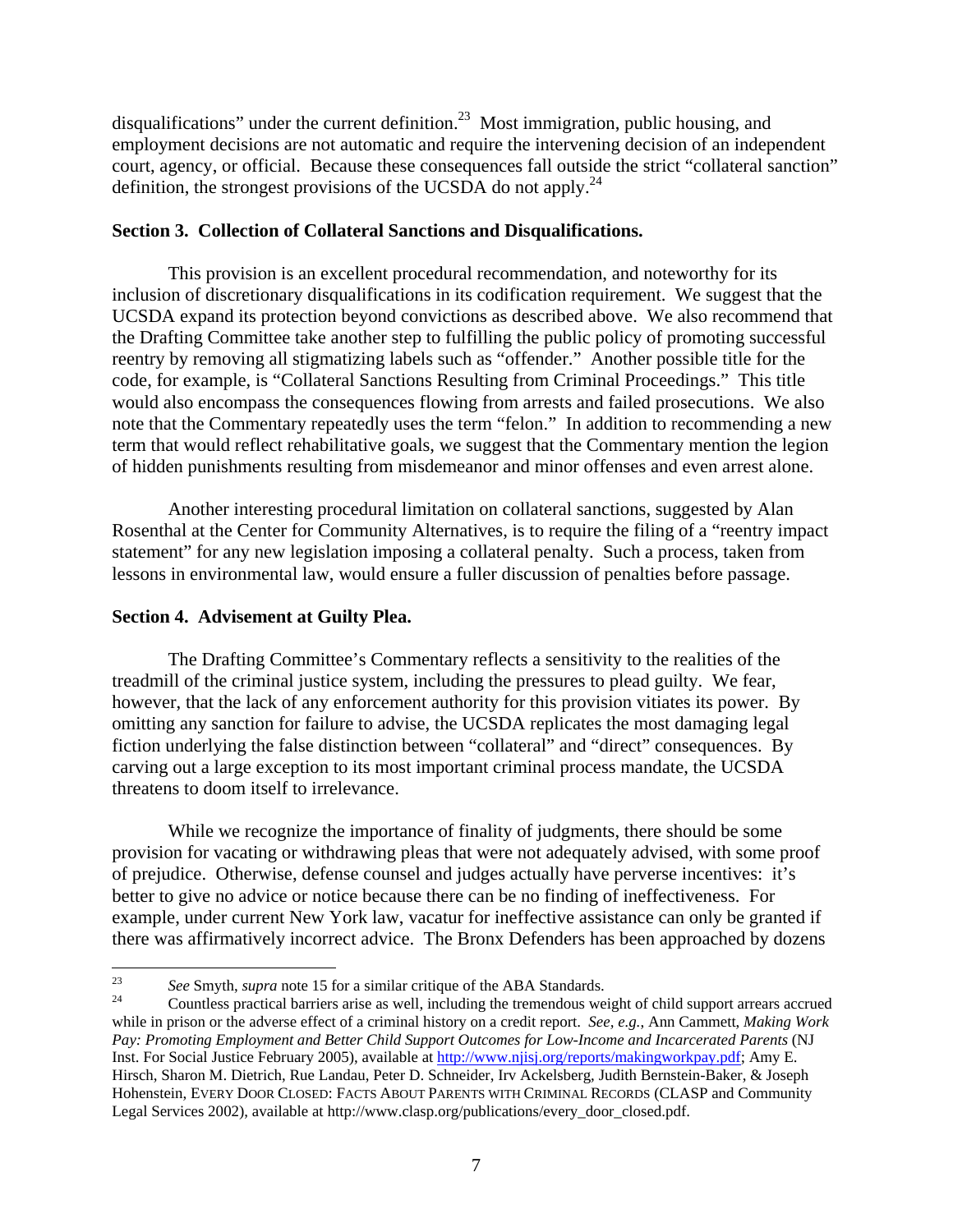disqualifications" under the current definition.[23] Most immigration, public housing, and employment decisions are not automatic and require the intervening decision of an independent court, agency, or official. Because these consequences fall outside the strict "collateral sanction" definition, the strongest provisions of the UCSDA do not apply.[24]

**Section 3. Collection of Collateral Sanctions and Disqualifications.**

This provision is an excellent procedural recommendation, and noteworthy for its inclusion of discretionary disqualifications in its codification requirement. We suggest that the UCSDA expand its protection beyond convictions as described above. We also recommend that the Drafting Committee take another step to fulfilling the public policy of promoting successful reentry by removing all stigmatizing labels such as "offender." Another possible title for the code, for example, is "Collateral Sanctions Resulting from Criminal Proceedings." This title would also encompass the consequences flowing from arrests and failed prosecutions. We also note that the Commentary repeatedly uses the term "felon." In addition to recommending a new term that would reflect rehabilitative goals, we suggest that the Commentary mention the legion of hidden punishments resulting from misdemeanor and minor offenses and even arrest alone.

Another interesting procedural limitation on collateral sanctions, suggested by Alan Rosenthal at the Center for Community Alternatives, is to require the filing of a "reentry impact statement" for any new legislation imposing a collateral penalty. Such a process, taken from lessons in environmental law, would ensure a fuller discussion of penalties before passage.

**Section 4. Advisement at Guilty Plea.**

The Drafting Committee's Commentary reflects a sensitivity to the realities of the treadmill of the criminal justice system, including the pressures to plead guilty. We fear, however, that the lack of any enforcement authority for this provision vitiates its power. By omitting any sanction for failure to advise, the UCSDA replicates the most damaging legal fiction underlying the false distinction between "collateral" and "direct" consequences. By carving out a large exception to its most important criminal process mandate, the UCSDA threatens to doom itself to irrelevance.

While we recognize the importance of finality of judgments, there should be some provision for vacating or withdrawing pleas that were not adequately advised, with some proof of prejudice. Otherwise, defense counsel and judges actually have perverse incentives: it's better to give no advice or notice because there can be no finding of ineffectiveness. For example, under current New York law, vacatur for ineffective assistance can only be granted if there was affirmatively incorrect advice. The Bronx Defenders has been approached by dozens

---

[23] *See* Smyth, *supra* note 15 for a similar critique of the ABA Standards.

[24] Countless practical barriers arise as well, including the tremendous weight of child support arrears accrued while in prison or the adverse effect of a criminal history on a credit report. *See, e.g.*, Ann Cammett, *Making Work Pay: Promoting Employment and Better Child Support Outcomes for Low-Income and Incarcerated Parents* (NJ Inst. For Social Justice February 2005), available at http://www.njisj.org/reports/makingworkpay.pdf; Amy E. Hirsch, Sharon M. Dietrich, Rue Landau, Peter D. Schneider, Irv Ackelsberg, Judith Bernstein-Baker, & Joseph Hohenstein, EVERY DOOR CLOSED: FACTS ABOUT PARENTS WITH CRIMINAL RECORDS (CLASP and Community Legal Services 2002), available at http://www.clasp.org/publications/every_door_closed.pdf.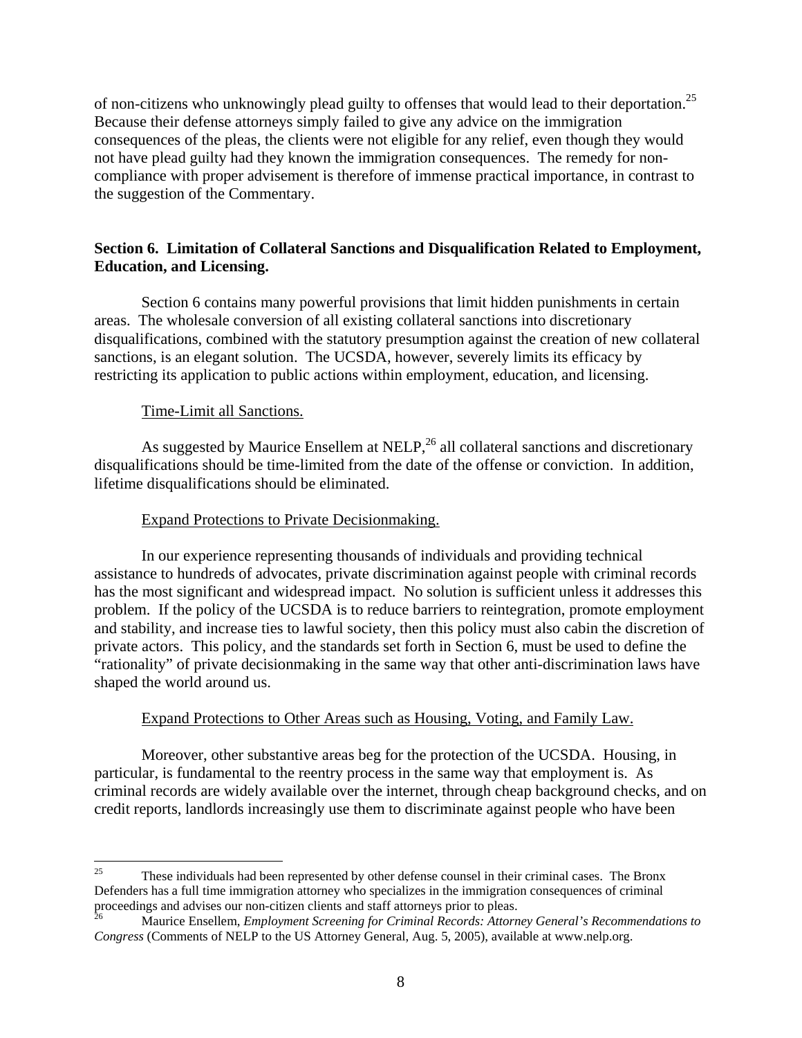of non-citizens who unknowingly plead guilty to offenses that would lead to their deportation.[25] Because their defense attorneys simply failed to give any advice on the immigration consequences of the pleas, the clients were not eligible for any relief, even though they would not have plead guilty had they known the immigration consequences. The remedy for non-compliance with proper advisement is therefore of immense practical importance, in contrast to the suggestion of the Commentary.

### Section 6. Limitation of Collateral Sanctions and Disqualification Related to Employment, Education, and Licensing.

Section 6 contains many powerful provisions that limit hidden punishments in certain areas. The wholesale conversion of all existing collateral sanctions into discretionary disqualifications, combined with the statutory presumption against the creation of new collateral sanctions, is an elegant solution. The UCSDA, however, severely limits its efficacy by restricting its application to public actions within employment, education, and licensing.

#### Time-Limit all Sanctions.

As suggested by Maurice Ensellem at NELP,[26] all collateral sanctions and discretionary disqualifications should be time-limited from the date of the offense or conviction. In addition, lifetime disqualifications should be eliminated.

#### Expand Protections to Private Decisionmaking.

In our experience representing thousands of individuals and providing technical assistance to hundreds of advocates, private discrimination against people with criminal records has the most significant and widespread impact. No solution is sufficient unless it addresses this problem. If the policy of the UCSDA is to reduce barriers to reintegration, promote employment and stability, and increase ties to lawful society, then this policy must also cabin the discretion of private actors. This policy, and the standards set forth in Section 6, must be used to define the "rationality" of private decisionmaking in the same way that other anti-discrimination laws have shaped the world around us.

#### Expand Protections to Other Areas such as Housing, Voting, and Family Law.

Moreover, other substantive areas beg for the protection of the UCSDA. Housing, in particular, is fundamental to the reentry process in the same way that employment is. As criminal records are widely available over the internet, through cheap background checks, and on credit reports, landlords increasingly use them to discriminate against people who have been

---

[25] These individuals had been represented by other defense counsel in their criminal cases. The Bronx Defenders has a full time immigration attorney who specializes in the immigration consequences of criminal proceedings and advises our non-citizen clients and staff attorneys prior to pleas.

[26] Maurice Ensellem, *Employment Screening for Criminal Records: Attorney General's Recommendations to Congress* (Comments of NELP to the US Attorney General, Aug. 5, 2005), available at www.nelp.org.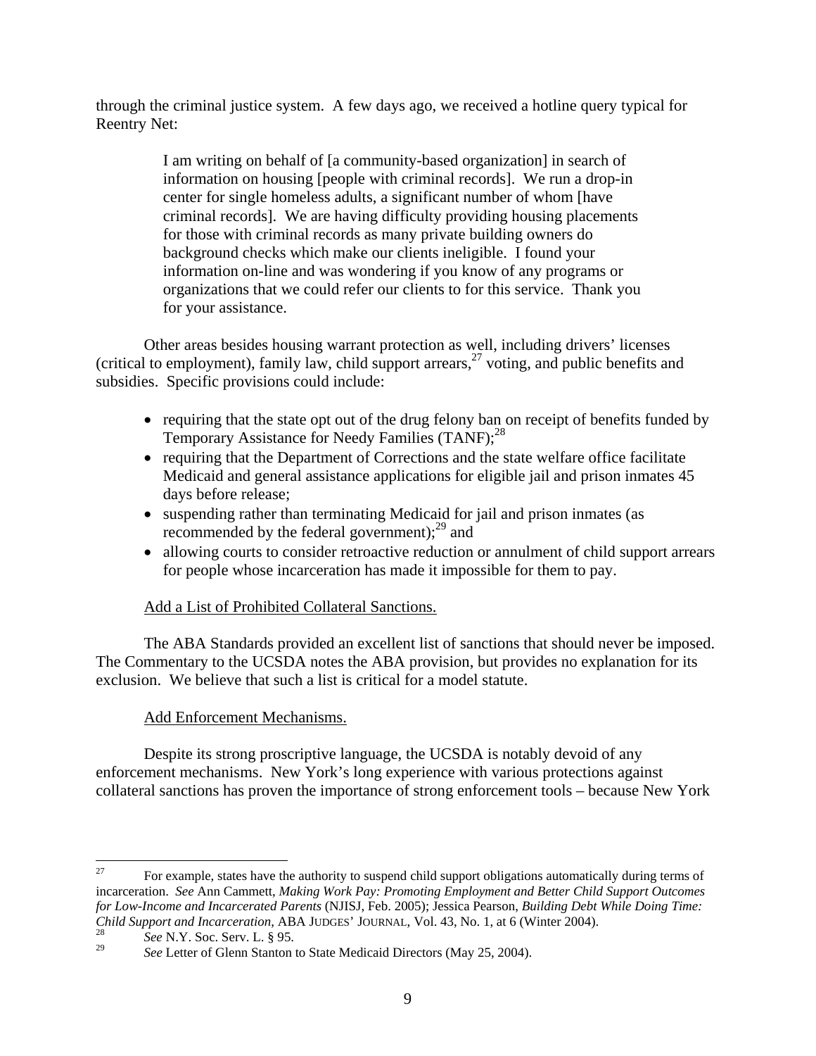through the criminal justice system. A few days ago, we received a hotline query typical for Reentry Net:

> I am writing on behalf of [a community-based organization] in search of information on housing [people with criminal records]. We run a drop-in center for single homeless adults, a significant number of whom [have criminal records]. We are having difficulty providing housing placements for those with criminal records as many private building owners do background checks which make our clients ineligible. I found your information on-line and was wondering if you know of any programs or organizations that we could refer our clients to for this service. Thank you for your assistance.

Other areas besides housing warrant protection as well, including drivers' licenses (critical to employment), family law, child support arrears,[27] voting, and public benefits and subsidies. Specific provisions could include:

- requiring that the state opt out of the drug felony ban on receipt of benefits funded by Temporary Assistance for Needy Families (TANF);[28]
- requiring that the Department of Corrections and the state welfare office facilitate Medicaid and general assistance applications for eligible jail and prison inmates 45 days before release;
- suspending rather than terminating Medicaid for jail and prison inmates (as recommended by the federal government);[29] and
- allowing courts to consider retroactive reduction or annulment of child support arrears for people whose incarceration has made it impossible for them to pay.

<u>Add a List of Prohibited Collateral Sanctions.</u>

The ABA Standards provided an excellent list of sanctions that should never be imposed. The Commentary to the UCSDA notes the ABA provision, but provides no explanation for its exclusion. We believe that such a list is critical for a model statute.

<u>Add Enforcement Mechanisms.</u>

Despite its strong proscriptive language, the UCSDA is notably devoid of any enforcement mechanisms. New York's long experience with various protections against collateral sanctions has proven the importance of strong enforcement tools – because New York

---

[27] For example, states have the authority to suspend child support obligations automatically during terms of incarceration. *See* Ann Cammett, *Making Work Pay: Promoting Employment and Better Child Support Outcomes for Low-Income and Incarcerated Parents* (NJISJ, Feb. 2005); Jessica Pearson, *Building Debt While Doing Time: Child Support and Incarceration*, ABA JUDGES' JOURNAL, Vol. 43, No. 1, at 6 (Winter 2004).

[28] *See* N.Y. Soc. Serv. L. § 95.

[29] *See* Letter of Glenn Stanton to State Medicaid Directors (May 25, 2004).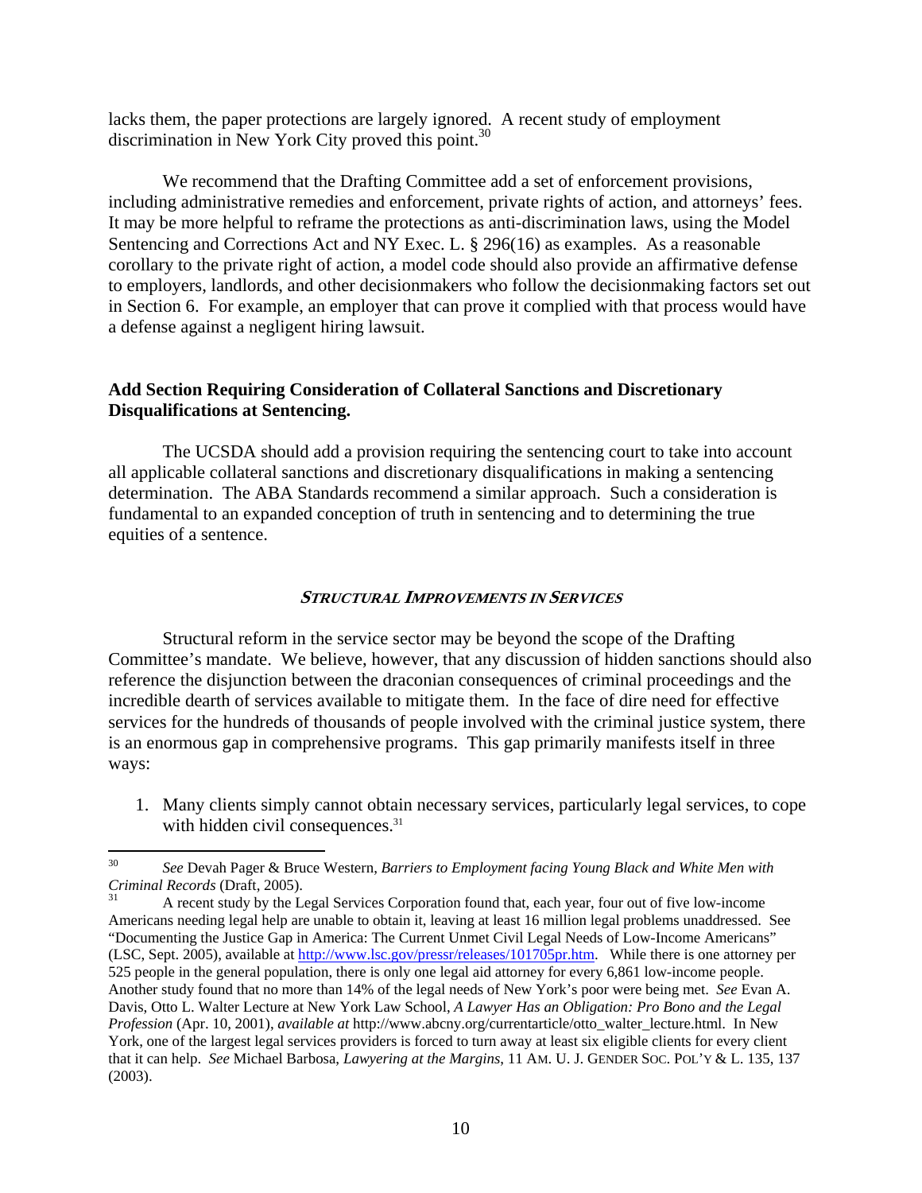lacks them, the paper protections are largely ignored. A recent study of employment discrimination in New York City proved this point.[30]

We recommend that the Drafting Committee add a set of enforcement provisions, including administrative remedies and enforcement, private rights of action, and attorneys' fees. It may be more helpful to reframe the protections as anti-discrimination laws, using the Model Sentencing and Corrections Act and NY Exec. L. § 296(16) as examples. As a reasonable corollary to the private right of action, a model code should also provide an affirmative defense to employers, landlords, and other decisionmakers who follow the decisionmaking factors set out in Section 6. For example, an employer that can prove it complied with that process would have a defense against a negligent hiring lawsuit.

**Add Section Requiring Consideration of Collateral Sanctions and Discretionary Disqualifications at Sentencing.**

The UCSDA should add a provision requiring the sentencing court to take into account all applicable collateral sanctions and discretionary disqualifications in making a sentencing determination. The ABA Standards recommend a similar approach. Such a consideration is fundamental to an expanded conception of truth in sentencing and to determining the true equities of a sentence.

### ***STRUCTURAL IMPROVEMENTS IN SERVICES***

Structural reform in the service sector may be beyond the scope of the Drafting Committee's mandate. We believe, however, that any discussion of hidden sanctions should also reference the disjunction between the draconian consequences of criminal proceedings and the incredible dearth of services available to mitigate them. In the face of dire need for effective services for the hundreds of thousands of people involved with the criminal justice system, there is an enormous gap in comprehensive programs. This gap primarily manifests itself in three ways:

1. Many clients simply cannot obtain necessary services, particularly legal services, to cope with hidden civil consequences.[31]

---

[30] *See* Devah Pager & Bruce Western, *Barriers to Employment facing Young Black and White Men with Criminal Records* (Draft, 2005).

[31] A recent study by the Legal Services Corporation found that, each year, four out of five low-income Americans needing legal help are unable to obtain it, leaving at least 16 million legal problems unaddressed. See "Documenting the Justice Gap in America: The Current Unmet Civil Legal Needs of Low-Income Americans" (LSC, Sept. 2005), available at http://www.lsc.gov/pressr/releases/101705pr.htm. While there is one attorney per 525 people in the general population, there is only one legal aid attorney for every 6,861 low-income people. Another study found that no more than 14% of the legal needs of New York's poor were being met. *See* Evan A. Davis, Otto L. Walter Lecture at New York Law School, *A Lawyer Has an Obligation: Pro Bono and the Legal Profession* (Apr. 10, 2001), *available at* http://www.abcny.org/currentarticle/otto_walter_lecture.html. In New York, one of the largest legal services providers is forced to turn away at least six eligible clients for every client that it can help. *See* Michael Barbosa, *Lawyering at the Margins,* 11 AM. U. J. GENDER SOC. POL'Y & L. 135, 137 (2003).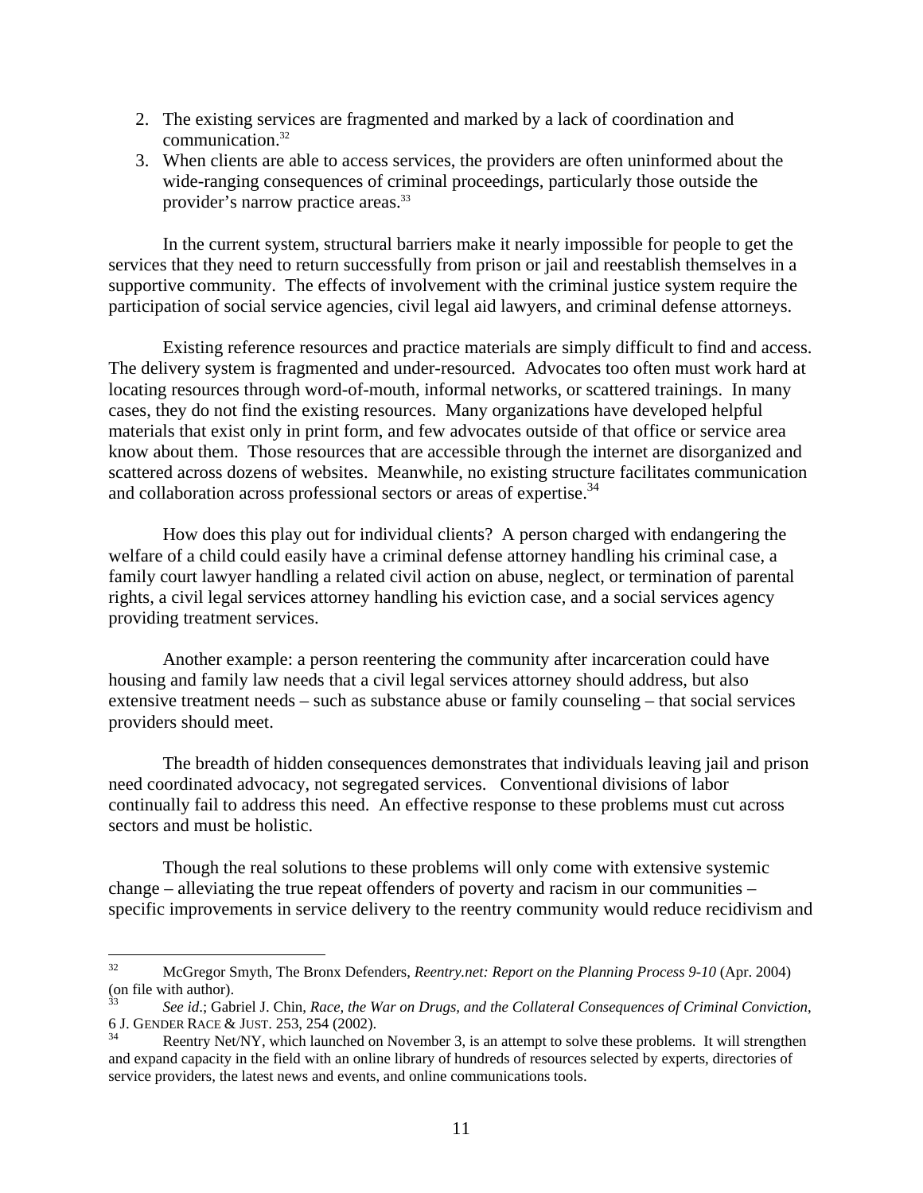2. The existing services are fragmented and marked by a lack of coordination and communication.[32]
3. When clients are able to access services, the providers are often uninformed about the wide-ranging consequences of criminal proceedings, particularly those outside the provider's narrow practice areas.[33]

In the current system, structural barriers make it nearly impossible for people to get the services that they need to return successfully from prison or jail and reestablish themselves in a supportive community. The effects of involvement with the criminal justice system require the participation of social service agencies, civil legal aid lawyers, and criminal defense attorneys.

Existing reference resources and practice materials are simply difficult to find and access. The delivery system is fragmented and under-resourced. Advocates too often must work hard at locating resources through word-of-mouth, informal networks, or scattered trainings. In many cases, they do not find the existing resources. Many organizations have developed helpful materials that exist only in print form, and few advocates outside of that office or service area know about them. Those resources that are accessible through the internet are disorganized and scattered across dozens of websites. Meanwhile, no existing structure facilitates communication and collaboration across professional sectors or areas of expertise.[34]

How does this play out for individual clients? A person charged with endangering the welfare of a child could easily have a criminal defense attorney handling his criminal case, a family court lawyer handling a related civil action on abuse, neglect, or termination of parental rights, a civil legal services attorney handling his eviction case, and a social services agency providing treatment services.

Another example: a person reentering the community after incarceration could have housing and family law needs that a civil legal services attorney should address, but also extensive treatment needs – such as substance abuse or family counseling – that social services providers should meet.

The breadth of hidden consequences demonstrates that individuals leaving jail and prison need coordinated advocacy, not segregated services. Conventional divisions of labor continually fail to address this need. An effective response to these problems must cut across sectors and must be holistic.

Though the real solutions to these problems will only come with extensive systemic change – alleviating the true repeat offenders of poverty and racism in our communities – specific improvements in service delivery to the reentry community would reduce recidivism and

---

[32] McGregor Smyth, The Bronx Defenders, *Reentry.net: Report on the Planning Process 9-10* (Apr. 2004) (on file with author).

[33] *See id*.; Gabriel J. Chin, *Race, the War on Drugs, and the Collateral Consequences of Criminal Conviction*, 6 J. GENDER RACE & JUST. 253, 254 (2002).

[34] Reentry Net/NY, which launched on November 3, is an attempt to solve these problems. It will strengthen and expand capacity in the field with an online library of hundreds of resources selected by experts, directories of service providers, the latest news and events, and online communications tools.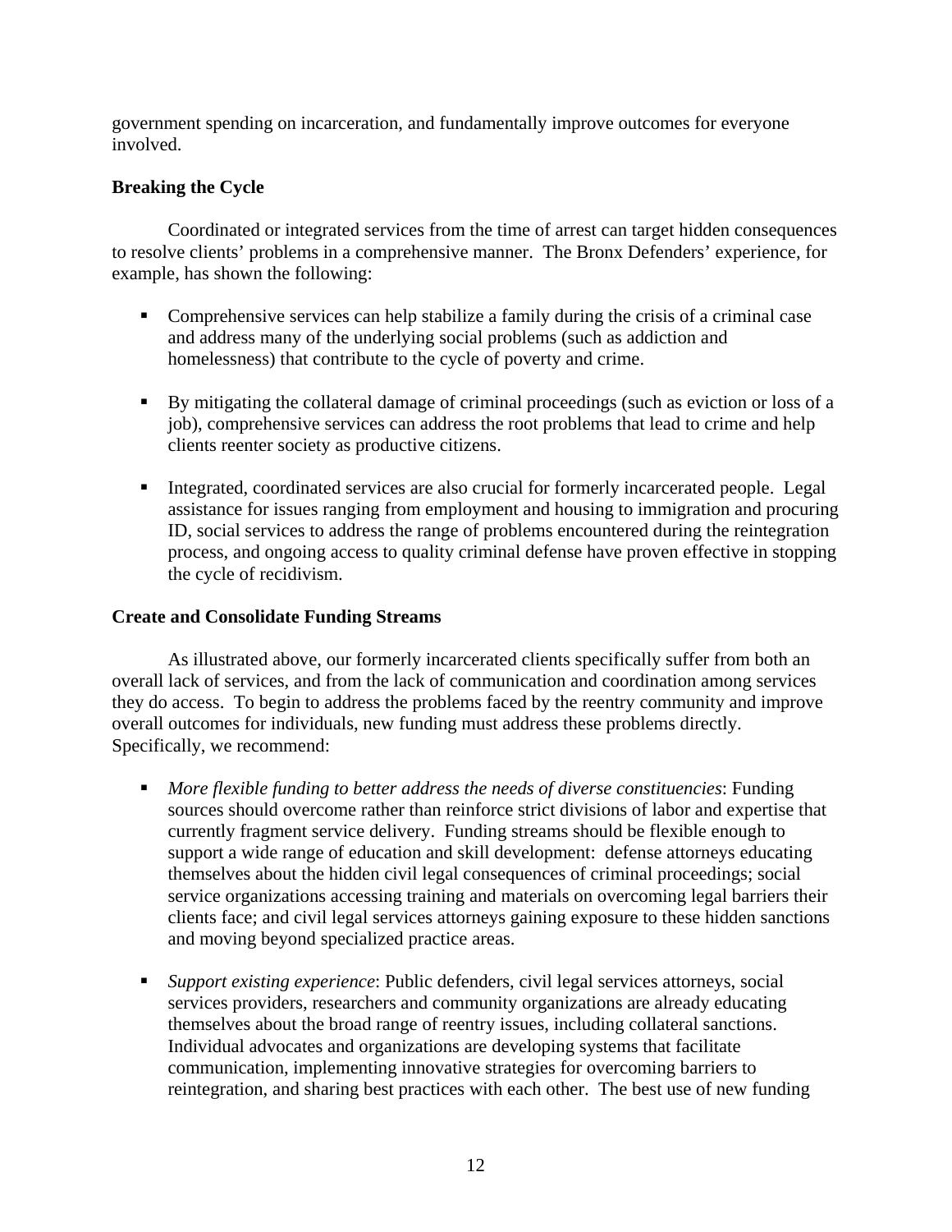government spending on incarceration, and fundamentally improve outcomes for everyone involved.

**Breaking the Cycle**

Coordinated or integrated services from the time of arrest can target hidden consequences to resolve clients' problems in a comprehensive manner. The Bronx Defenders' experience, for example, has shown the following:

- Comprehensive services can help stabilize a family during the crisis of a criminal case and address many of the underlying social problems (such as addiction and homelessness) that contribute to the cycle of poverty and crime.
- By mitigating the collateral damage of criminal proceedings (such as eviction or loss of a job), comprehensive services can address the root problems that lead to crime and help clients reenter society as productive citizens.
- Integrated, coordinated services are also crucial for formerly incarcerated people. Legal assistance for issues ranging from employment and housing to immigration and procuring ID, social services to address the range of problems encountered during the reintegration process, and ongoing access to quality criminal defense have proven effective in stopping the cycle of recidivism.

**Create and Consolidate Funding Streams**

As illustrated above, our formerly incarcerated clients specifically suffer from both an overall lack of services, and from the lack of communication and coordination among services they do access. To begin to address the problems faced by the reentry community and improve overall outcomes for individuals, new funding must address these problems directly. Specifically, we recommend:

- *More flexible funding to better address the needs of diverse constituencies*: Funding sources should overcome rather than reinforce strict divisions of labor and expertise that currently fragment service delivery. Funding streams should be flexible enough to support a wide range of education and skill development: defense attorneys educating themselves about the hidden civil legal consequences of criminal proceedings; social service organizations accessing training and materials on overcoming legal barriers their clients face; and civil legal services attorneys gaining exposure to these hidden sanctions and moving beyond specialized practice areas.
- *Support existing experience*: Public defenders, civil legal services attorneys, social services providers, researchers and community organizations are already educating themselves about the broad range of reentry issues, including collateral sanctions. Individual advocates and organizations are developing systems that facilitate communication, implementing innovative strategies for overcoming barriers to reintegration, and sharing best practices with each other. The best use of new funding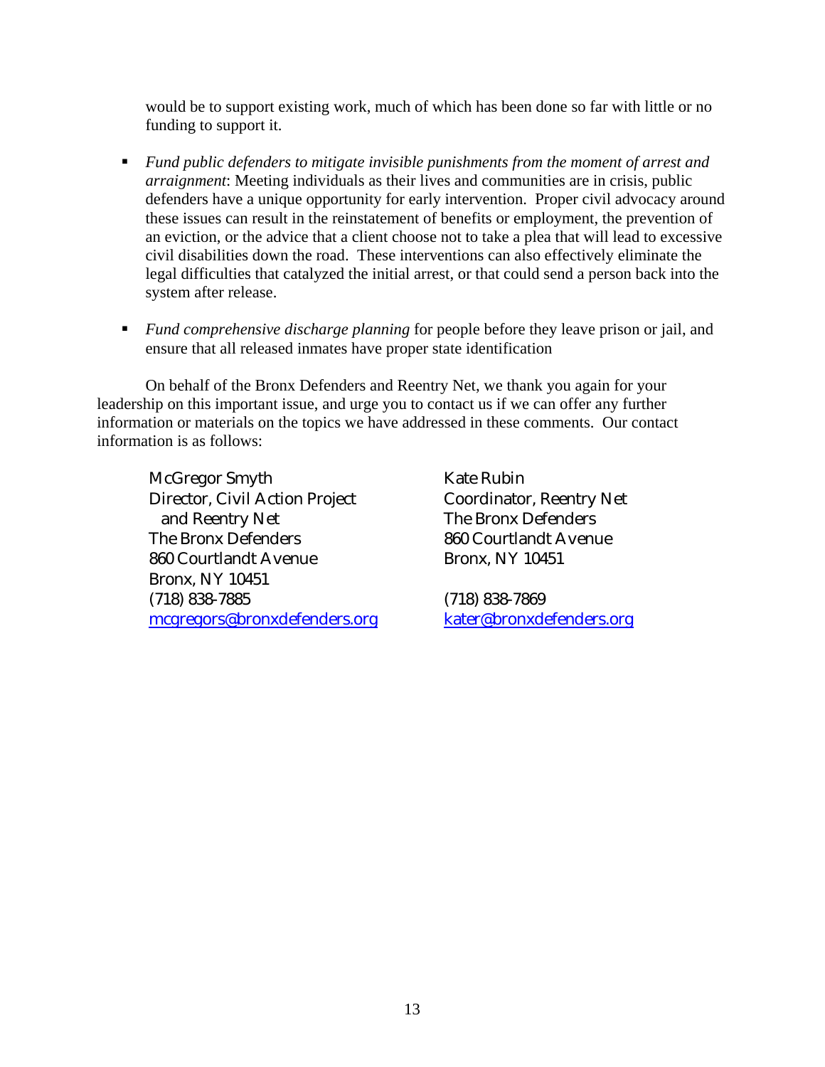would be to support existing work, much of which has been done so far with little or no funding to support it.

- *Fund public defenders to mitigate invisible punishments from the moment of arrest and arraignment*: Meeting individuals as their lives and communities are in crisis, public defenders have a unique opportunity for early intervention. Proper civil advocacy around these issues can result in the reinstatement of benefits or employment, the prevention of an eviction, or the advice that a client choose not to take a plea that will lead to excessive civil disabilities down the road. These interventions can also effectively eliminate the legal difficulties that catalyzed the initial arrest, or that could send a person back into the system after release.

- *Fund comprehensive discharge planning* for people before they leave prison or jail, and ensure that all released inmates have proper state identification

On behalf of the Bronx Defenders and Reentry Net, we thank you again for your leadership on this important issue, and urge you to contact us if we can offer any further information or materials on the topics we have addressed in these comments. Our contact information is as follows:

McGregor Smyth
Director, Civil Action Project
and Reentry Net
The Bronx Defenders
860 Courtlandt Avenue
Bronx, NY 10451
(718) 838-7885
mcgregors@bronxdefenders.org

Kate Rubin
Coordinator, Reentry Net
The Bronx Defenders
860 Courtlandt Avenue
Bronx, NY 10451

(718) 838-7869
kater@bronxdefenders.org